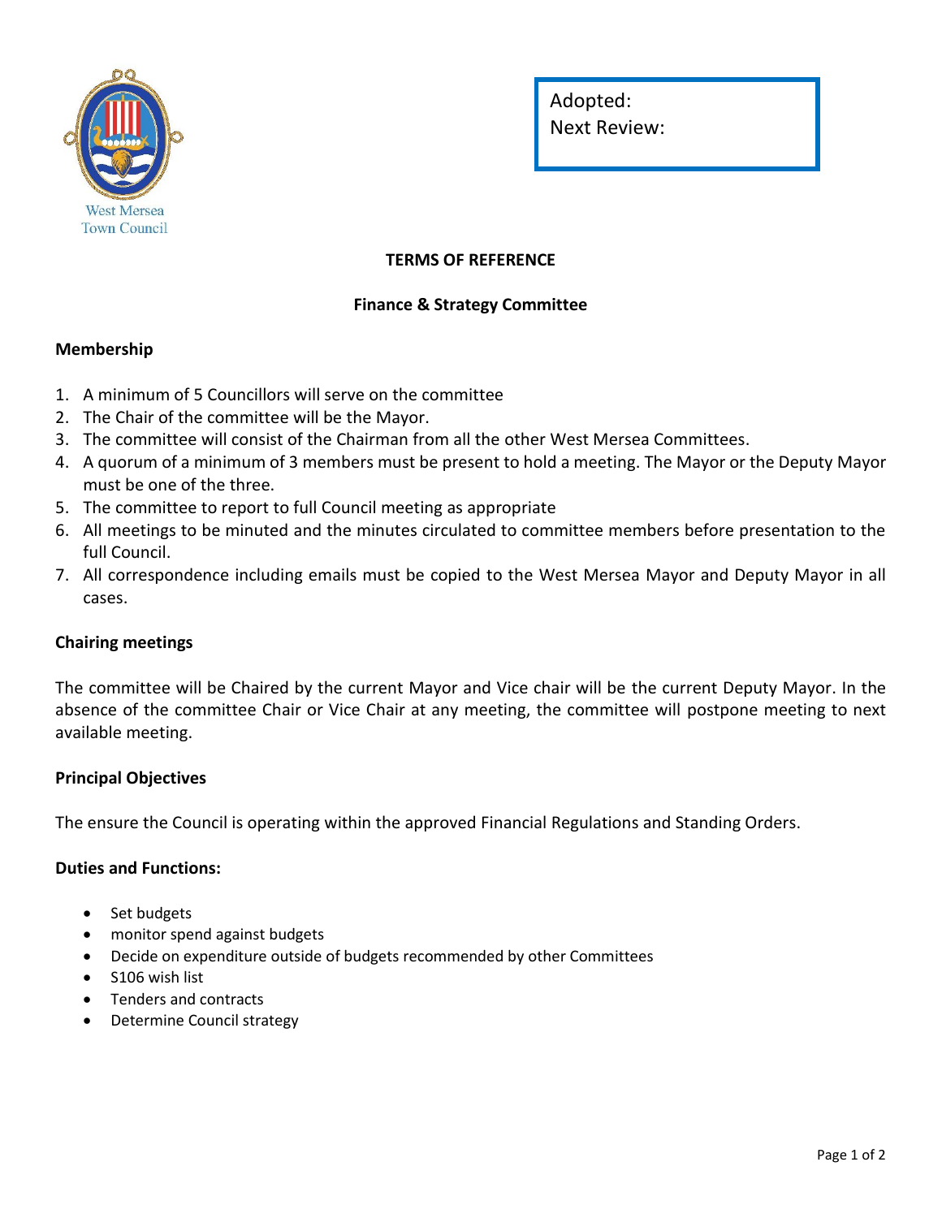West Mersea Town Council

Adopted:
Next Review:

# TERMS OF REFERENCE

## Finance & Strategy Committee

### Membership

1. A minimum of 5 Councillors will serve on the committee
2. The Chair of the committee will be the Mayor.
3. The committee will consist of the Chairman from all the other West Mersea Committees.
4. A quorum of a minimum of 3 members must be present to hold a meeting. The Mayor or the Deputy Mayor must be one of the three.
5. The committee to report to full Council meeting as appropriate
6. All meetings to be minuted and the minutes circulated to committee members before presentation to the full Council.
7. All correspondence including emails must be copied to the West Mersea Mayor and Deputy Mayor in all cases.

### Chairing meetings

The committee will be Chaired by the current Mayor and Vice chair will be the current Deputy Mayor. In the absence of the committee Chair or Vice Chair at any meeting, the committee will postpone meeting to next available meeting.

### Principal Objectives

The ensure the Council is operating within the approved Financial Regulations and Standing Orders.

### Duties and Functions:

- Set budgets
- monitor spend against budgets
- Decide on expenditure outside of budgets recommended by other Committees
- S106 wish list
- Tenders and contracts
- Determine Council strategy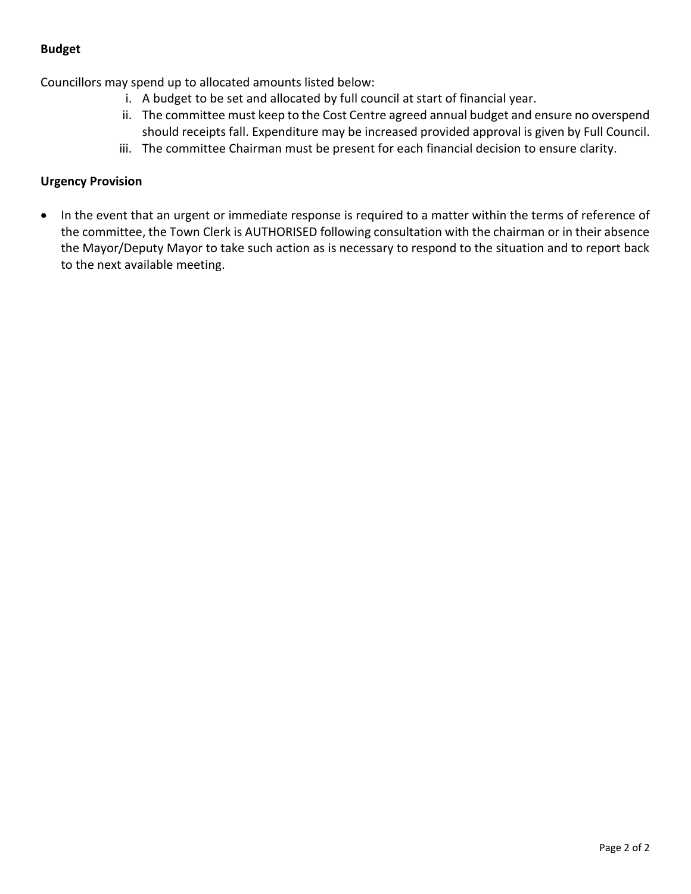**Budget**

Councillors may spend up to allocated amounts listed below:

i. A budget to be set and allocated by full council at start of financial year.
ii. The committee must keep to the Cost Centre agreed annual budget and ensure no overspend should receipts fall. Expenditure may be increased provided approval is given by Full Council.
iii. The committee Chairman must be present for each financial decision to ensure clarity.

**Urgency Provision**

- In the event that an urgent or immediate response is required to a matter within the terms of reference of the committee, the Town Clerk is AUTHORISED following consultation with the chairman or in their absence the Mayor/Deputy Mayor to take such action as is necessary to respond to the situation and to report back to the next available meeting.